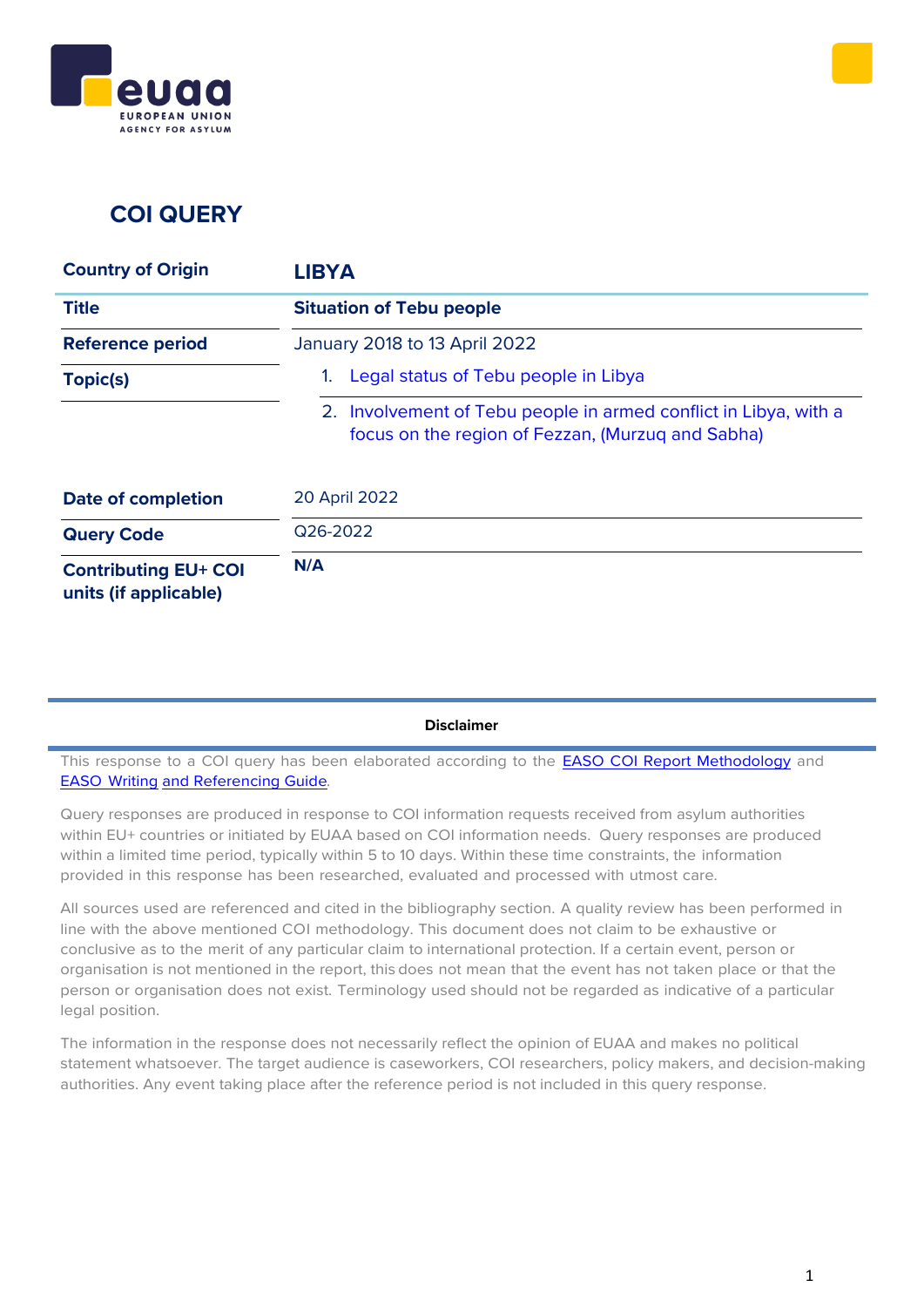# COI QUERY

| Country of Origin | LIBYA |
|---|---|
| Title | Situation of Tebu people |
| Reference period | January 2018 to 13 April 2022 |
| Topic(s) | 1. Legal status of Tebu people in Libya<br>2. Involvement of Tebu people in armed conflict in Libya, with a focus on the region of Fezzan, (Murzuq and Sabha) |
| Date of completion | 20 April 2022 |
| Query Code | Q26-2022 |
| Contributing EU+ COI units (if applicable) | N/A |

**Disclaimer**

This response to a COI query has been elaborated according to the EASO COI Report Methodology and EASO Writing and Referencing Guide.

Query responses are produced in response to COI information requests received from asylum authorities within EU+ countries or initiated by EUAA based on COI information needs. Query responses are produced within a limited time period, typically within 5 to 10 days. Within these time constraints, the information provided in this response has been researched, evaluated and processed with utmost care.

All sources used are referenced and cited in the bibliography section. A quality review has been performed in line with the above mentioned COI methodology. This document does not claim to be exhaustive or conclusive as to the merit of any particular claim to international protection. If a certain event, person or organisation is not mentioned in the report, this does not mean that the event has not taken place or that the person or organisation does not exist. Terminology used should not be regarded as indicative of a particular legal position.

The information in the response does not necessarily reflect the opinion of EUAA and makes no political statement whatsoever. The target audience is caseworkers, COI researchers, policy makers, and decision-making authorities. Any event taking place after the reference period is not included in this query response.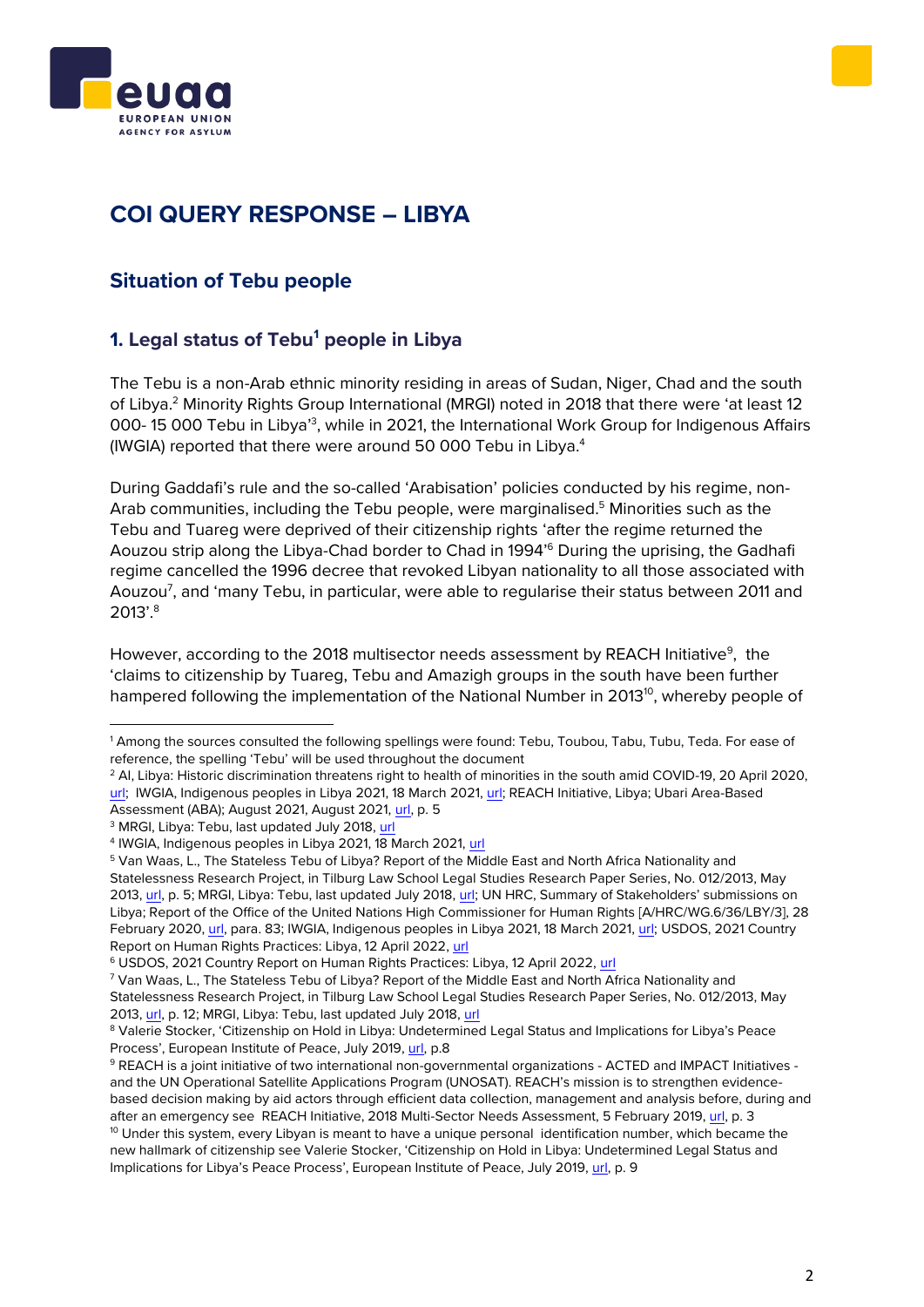# COI QUERY RESPONSE – LIBYA

## Situation of Tebu people

### 1. Legal status of Tebu[1] people in Libya

The Tebu is a non-Arab ethnic minority residing in areas of Sudan, Niger, Chad and the south of Libya.[2] Minority Rights Group International (MRGI) noted in 2018 that there were 'at least 12 000- 15 000 Tebu in Libya'[3], while in 2021, the International Work Group for Indigenous Affairs (IWGIA) reported that there were around 50 000 Tebu in Libya.[4]

During Gaddafi's rule and the so-called 'Arabisation' policies conducted by his regime, non-Arab communities, including the Tebu people, were marginalised.[5] Minorities such as the Tebu and Tuareg were deprived of their citizenship rights 'after the regime returned the Aouzou strip along the Libya-Chad border to Chad in 1994'[6] During the uprising, the Gadhafi regime cancelled the 1996 decree that revoked Libyan nationality to all those associated with Aouzou[7], and 'many Tebu, in particular, were able to regularise their status between 2011 and 2013'.[8]

However, according to the 2018 multisector needs assessment by REACH Initiative[9], the 'claims to citizenship by Tuareg, Tebu and Amazigh groups in the south have been further hampered following the implementation of the National Number in 2013[10], whereby people of

---

[1] Among the sources consulted the following spellings were found: Tebu, Toubou, Tabu, Tubu, Teda. For ease of reference, the spelling 'Tebu' will be used throughout the document

[2] AI, Libya: Historic discrimination threatens right to health of minorities in the south amid COVID-19, 20 April 2020, url; IWGIA, Indigenous peoples in Libya 2021, 18 March 2021, url; REACH Initiative, Libya; Ubari Area-Based Assessment (ABA); August 2021, August 2021, url, p. 5

[3] MRGI, Libya: Tebu, last updated July 2018, url

[4] IWGIA, Indigenous peoples in Libya 2021, 18 March 2021, url

[5] Van Waas, L., The Stateless Tebu of Libya? Report of the Middle East and North Africa Nationality and Statelessness Research Project, in Tilburg Law School Legal Studies Research Paper Series, No. 012/2013, May 2013, url, p. 5; MRGI, Libya: Tebu, last updated July 2018, url; UN HRC, Summary of Stakeholders' submissions on Libya; Report of the Office of the United Nations High Commissioner for Human Rights [A/HRC/WG.6/36/LBY/3], 28 February 2020, url, para. 83; IWGIA, Indigenous peoples in Libya 2021, 18 March 2021, url; USDOS, 2021 Country Report on Human Rights Practices: Libya, 12 April 2022, url

[6] USDOS, 2021 Country Report on Human Rights Practices: Libya, 12 April 2022, url

[7] Van Waas, L., The Stateless Tebu of Libya? Report of the Middle East and North Africa Nationality and Statelessness Research Project, in Tilburg Law School Legal Studies Research Paper Series, No. 012/2013, May 2013, url, p. 12; MRGI, Libya: Tebu, last updated July 2018, url

[8] Valerie Stocker, 'Citizenship on Hold in Libya: Undetermined Legal Status and Implications for Libya's Peace Process', European Institute of Peace, July 2019, url, p.8

[9] REACH is a joint initiative of two international non-governmental organizations - ACTED and IMPACT Initiatives - and the UN Operational Satellite Applications Program (UNOSAT). REACH's mission is to strengthen evidence-based decision making by aid actors through efficient data collection, management and analysis before, during and after an emergency see REACH Initiative, 2018 Multi-Sector Needs Assessment, 5 February 2019, url, p. 3

[10] Under this system, every Libyan is meant to have a unique personal identification number, which became the new hallmark of citizenship see Valerie Stocker, 'Citizenship on Hold in Libya: Undetermined Legal Status and Implications for Libya's Peace Process', European Institute of Peace, July 2019, url, p. 9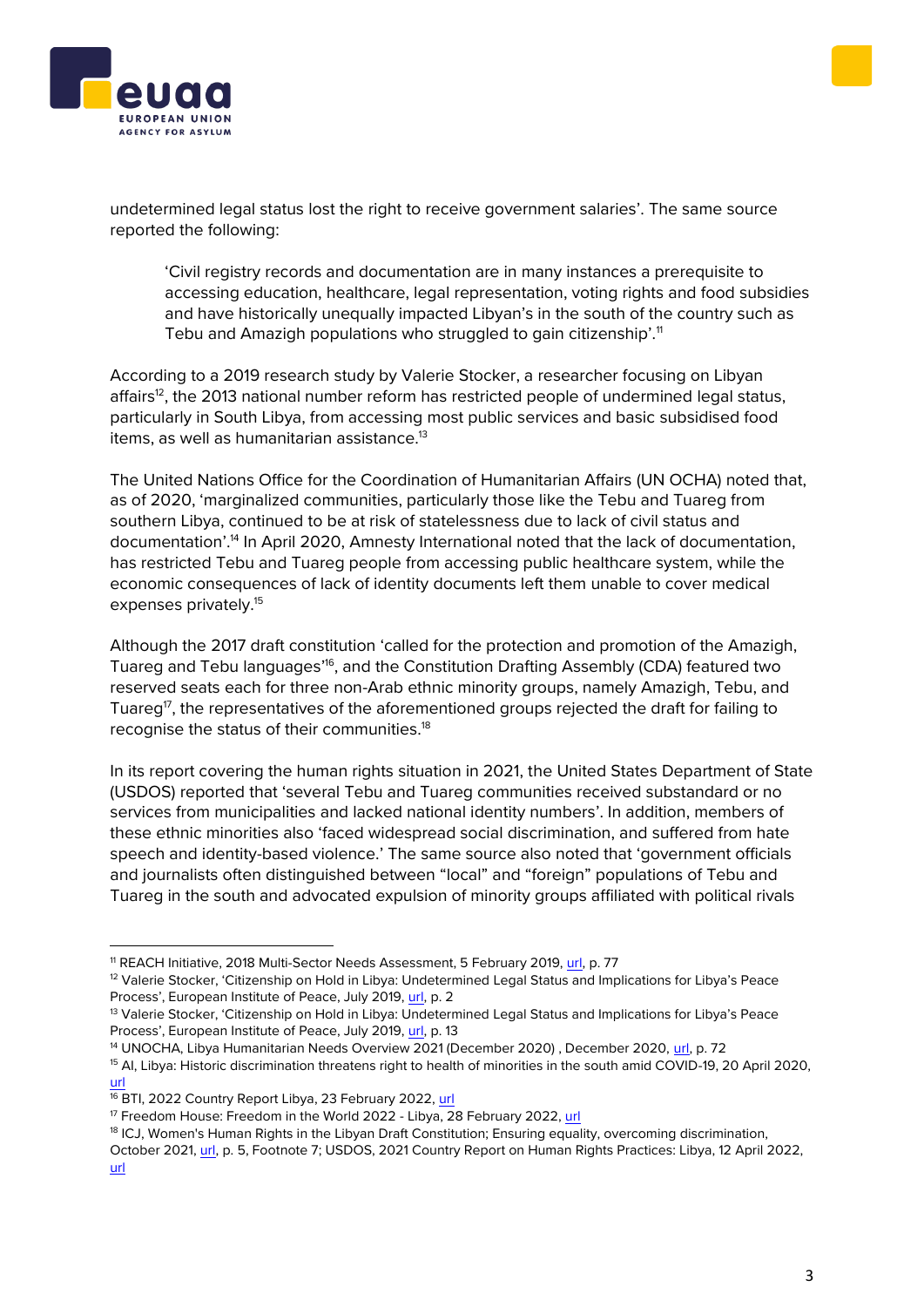undetermined legal status lost the right to receive government salaries'. The same source reported the following:

> 'Civil registry records and documentation are in many instances a prerequisite to accessing education, healthcare, legal representation, voting rights and food subsidies and have historically unequally impacted Libyan's in the south of the country such as Tebu and Amazigh populations who struggled to gain citizenship'.[11]

According to a 2019 research study by Valerie Stocker, a researcher focusing on Libyan affairs[12], the 2013 national number reform has restricted people of undermined legal status, particularly in South Libya, from accessing most public services and basic subsidised food items, as well as humanitarian assistance.[13]

The United Nations Office for the Coordination of Humanitarian Affairs (UN OCHA) noted that, as of 2020, 'marginalized communities, particularly those like the Tebu and Tuareg from southern Libya, continued to be at risk of statelessness due to lack of civil status and documentation'.[14] In April 2020, Amnesty International noted that the lack of documentation, has restricted Tebu and Tuareg people from accessing public healthcare system, while the economic consequences of lack of identity documents left them unable to cover medical expenses privately.[15]

Although the 2017 draft constitution 'called for the protection and promotion of the Amazigh, Tuareg and Tebu languages'[16], and the Constitution Drafting Assembly (CDA) featured two reserved seats each for three non-Arab ethnic minority groups, namely Amazigh, Tebu, and Tuareg[17], the representatives of the aforementioned groups rejected the draft for failing to recognise the status of their communities.[18]

In its report covering the human rights situation in 2021, the United States Department of State (USDOS) reported that 'several Tebu and Tuareg communities received substandard or no services from municipalities and lacked national identity numbers'. In addition, members of these ethnic minorities also 'faced widespread social discrimination, and suffered from hate speech and identity-based violence.' The same source also noted that 'government officials and journalists often distinguished between "local" and "foreign" populations of Tebu and Tuareg in the south and advocated expulsion of minority groups affiliated with political rivals

---

[11] REACH Initiative, 2018 Multi-Sector Needs Assessment, 5 February 2019, url, p. 77

[12] Valerie Stocker, 'Citizenship on Hold in Libya: Undetermined Legal Status and Implications for Libya's Peace Process', European Institute of Peace, July 2019, url, p. 2

[13] Valerie Stocker, 'Citizenship on Hold in Libya: Undetermined Legal Status and Implications for Libya's Peace Process', European Institute of Peace, July 2019, url, p. 13

[14] UNOCHA, Libya Humanitarian Needs Overview 2021 (December 2020) , December 2020, url, p. 72

[15] AI, Libya: Historic discrimination threatens right to health of minorities in the south amid COVID-19, 20 April 2020, url

[16] BTI, 2022 Country Report Libya, 23 February 2022, url

[17] Freedom House: Freedom in the World 2022 - Libya, 28 February 2022, url

[18] ICJ, Women's Human Rights in the Libyan Draft Constitution; Ensuring equality, overcoming discrimination, October 2021, url, p. 5, Footnote 7; USDOS, 2021 Country Report on Human Rights Practices: Libya, 12 April 2022, url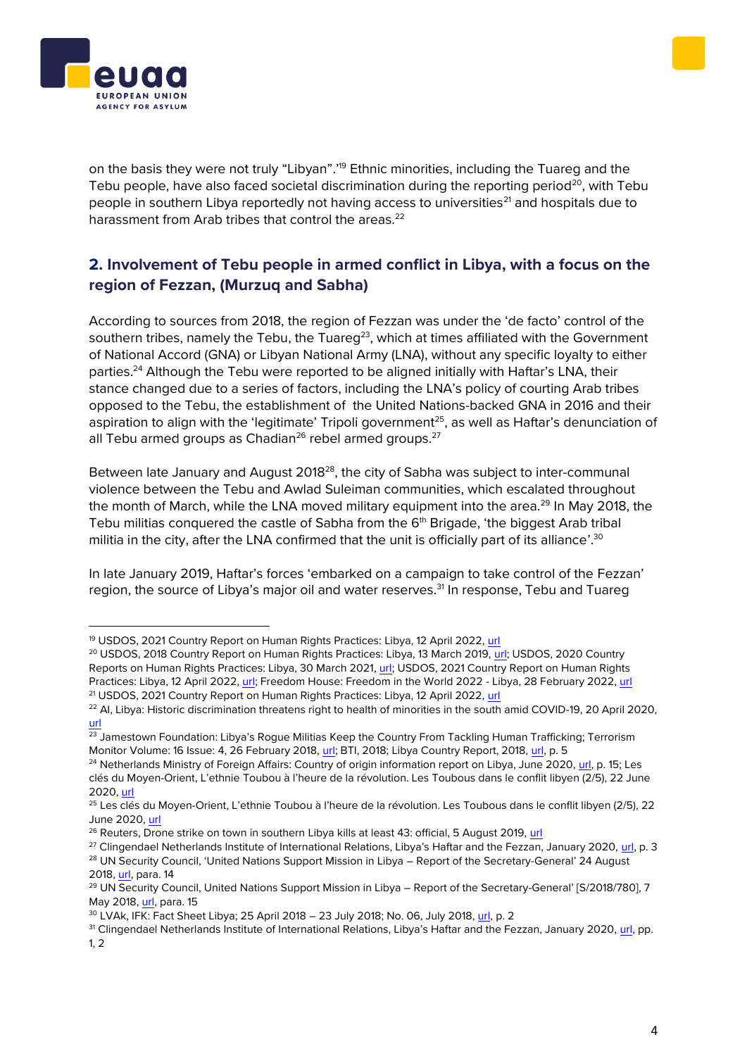on the basis they were not truly "Libyan".'[19] Ethnic minorities, including the Tuareg and the Tebu people, have also faced societal discrimination during the reporting period[20], with Tebu people in southern Libya reportedly not having access to universities[21] and hospitals due to harassment from Arab tribes that control the areas.[22]

## 2. Involvement of Tebu people in armed conflict in Libya, with a focus on the region of Fezzan, (Murzuq and Sabha)

According to sources from 2018, the region of Fezzan was under the 'de facto' control of the southern tribes, namely the Tebu, the Tuareg[23], which at times affiliated with the Government of National Accord (GNA) or Libyan National Army (LNA), without any specific loyalty to either parties.[24] Although the Tebu were reported to be aligned initially with Haftar's LNA, their stance changed due to a series of factors, including the LNA's policy of courting Arab tribes opposed to the Tebu, the establishment of the United Nations-backed GNA in 2016 and their aspiration to align with the 'legitimate' Tripoli government[25], as well as Haftar's denunciation of all Tebu armed groups as Chadian[26] rebel armed groups.[27]

Between late January and August 2018[28], the city of Sabha was subject to inter-communal violence between the Tebu and Awlad Suleiman communities, which escalated throughout the month of March, while the LNA moved military equipment into the area.[29] In May 2018, the Tebu militias conquered the castle of Sabha from the 6th Brigade, 'the biggest Arab tribal militia in the city, after the LNA confirmed that the unit is officially part of its alliance'.[30]

In late January 2019, Haftar's forces 'embarked on a campaign to take control of the Fezzan' region, the source of Libya's major oil and water reserves.[31] In response, Tebu and Tuareg

---

[19] USDOS, 2021 Country Report on Human Rights Practices: Libya, 12 April 2022, url

[20] USDOS, 2018 Country Report on Human Rights Practices: Libya, 13 March 2019, url; USDOS, 2020 Country Reports on Human Rights Practices: Libya, 30 March 2021, url; USDOS, 2021 Country Report on Human Rights Practices: Libya, 12 April 2022, url; Freedom House: Freedom in the World 2022 - Libya, 28 February 2022, url

[21] USDOS, 2021 Country Report on Human Rights Practices: Libya, 12 April 2022, url

[22] AI, Libya: Historic discrimination threatens right to health of minorities in the south amid COVID-19, 20 April 2020, url

[23] Jamestown Foundation: Libya's Rogue Militias Keep the Country From Tackling Human Trafficking; Terrorism Monitor Volume: 16 Issue: 4, 26 February 2018, url; BTI, 2018; Libya Country Report, 2018, url, p. 5

[24] Netherlands Ministry of Foreign Affairs: Country of origin information report on Libya, June 2020, url, p. 15; Les clés du Moyen-Orient, L'ethnie Toubou à l'heure de la révolution. Les Toubous dans le conflit libyen (2/5), 22 June 2020, url

[25] Les clés du Moyen-Orient, L'ethnie Toubou à l'heure de la révolution. Les Toubous dans le conflit libyen (2/5), 22 June 2020, url

[26] Reuters, Drone strike on town in southern Libya kills at least 43: official, 5 August 2019, url

[27] Clingendael Netherlands Institute of International Relations, Libya's Haftar and the Fezzan, January 2020, url, p. 3

[28] UN Security Council, 'United Nations Support Mission in Libya – Report of the Secretary-General' 24 August 2018, url, para. 14

[29] UN Security Council, United Nations Support Mission in Libya – Report of the Secretary-General' [S/2018/780], 7 May 2018, url, para. 15

[30] LVAk, IFK: Fact Sheet Libya; 25 April 2018 – 23 July 2018; No. 06, July 2018, url, p. 2

[31] Clingendael Netherlands Institute of International Relations, Libya's Haftar and the Fezzan, January 2020, url, pp. 1, 2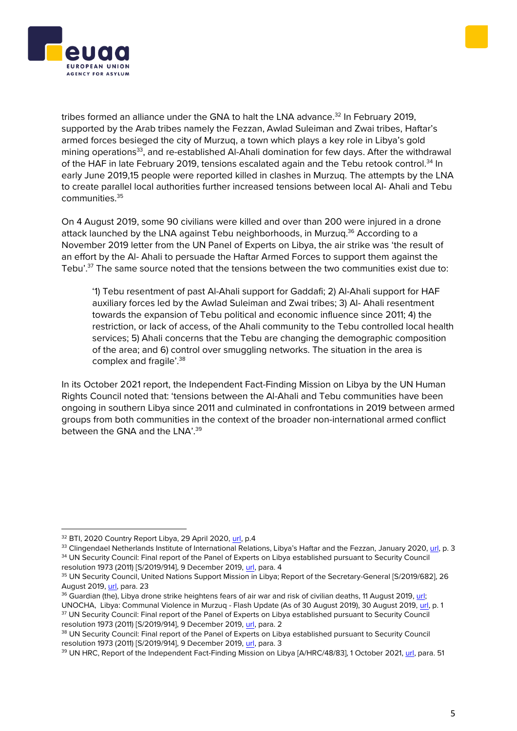tribes formed an alliance under the GNA to halt the LNA advance.[32] In February 2019, supported by the Arab tribes namely the Fezzan, Awlad Suleiman and Zwai tribes, Haftar's armed forces besieged the city of Murzuq, a town which plays a key role in Libya's gold mining operations[33], and re-established Al-Ahali domination for few days. After the withdrawal of the HAF in late February 2019, tensions escalated again and the Tebu retook control.[34] In early June 2019,15 people were reported killed in clashes in Murzuq. The attempts by the LNA to create parallel local authorities further increased tensions between local Al- Ahali and Tebu communities.[35]

On 4 August 2019, some 90 civilians were killed and over than 200 were injured in a drone attack launched by the LNA against Tebu neighborhoods, in Murzuq.[36] According to a November 2019 letter from the UN Panel of Experts on Libya, the air strike was 'the result of an effort by the Al- Ahali to persuade the Haftar Armed Forces to support them against the Tebu'.[37] The same source noted that the tensions between the two communities exist due to:

> '1) Tebu resentment of past Al-Ahali support for Gaddafi; 2) Al-Ahali support for HAF auxiliary forces led by the Awlad Suleiman and Zwai tribes; 3) Al- Ahali resentment towards the expansion of Tebu political and economic influence since 2011; 4) the restriction, or lack of access, of the Ahali community to the Tebu controlled local health services; 5) Ahali concerns that the Tebu are changing the demographic composition of the area; and 6) control over smuggling networks. The situation in the area is complex and fragile'.[38]

In its October 2021 report, the Independent Fact-Finding Mission on Libya by the UN Human Rights Council noted that: 'tensions between the Al-Ahali and Tebu communities have been ongoing in southern Libya since 2011 and culminated in confrontations in 2019 between armed groups from both communities in the context of the broader non-international armed conflict between the GNA and the LNA'.[39]

---

[32] BTI, 2020 Country Report Libya, 29 April 2020, url, p.4

[33] Clingendael Netherlands Institute of International Relations, Libya's Haftar and the Fezzan, January 2020, url, p. 3

[34] UN Security Council: Final report of the Panel of Experts on Libya established pursuant to Security Council resolution 1973 (2011) [S/2019/914], 9 December 2019, url, para. 4

[35] UN Security Council, United Nations Support Mission in Libya; Report of the Secretary-General [S/2019/682], 26 August 2019, url, para. 23

[36] Guardian (the), Libya drone strike heightens fears of air war and risk of civilian deaths, 11 August 2019, url; UNOCHA, Libya: Communal Violence in Murzuq - Flash Update (As of 30 August 2019), 30 August 2019, url, p. 1

[37] UN Security Council: Final report of the Panel of Experts on Libya established pursuant to Security Council resolution 1973 (2011) [S/2019/914], 9 December 2019, url, para. 2

[38] UN Security Council: Final report of the Panel of Experts on Libya established pursuant to Security Council resolution 1973 (2011) [S/2019/914], 9 December 2019, url, para. 3

[39] UN HRC, Report of the Independent Fact-Finding Mission on Libya [A/HRC/48/83], 1 October 2021, url, para. 51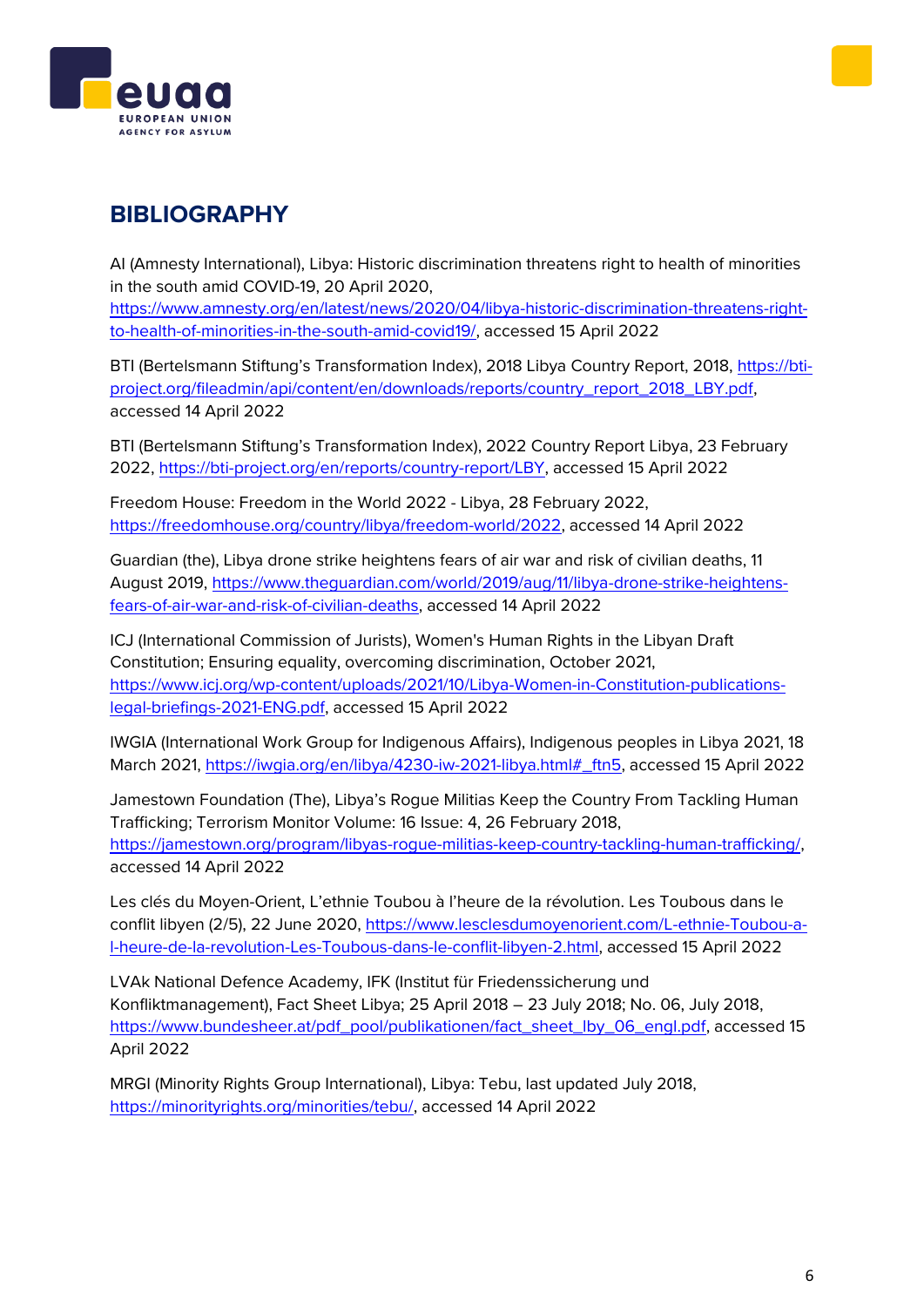## BIBLIOGRAPHY

AI (Amnesty International), Libya: Historic discrimination threatens right to health of minorities in the south amid COVID-19, 20 April 2020, https://www.amnesty.org/en/latest/news/2020/04/libya-historic-discrimination-threatens-right-to-health-of-minorities-in-the-south-amid-covid19/, accessed 15 April 2022

BTI (Bertelsmann Stiftung's Transformation Index), 2018 Libya Country Report, 2018, https://bti-project.org/fileadmin/api/content/en/downloads/reports/country_report_2018_LBY.pdf, accessed 14 April 2022

BTI (Bertelsmann Stiftung's Transformation Index), 2022 Country Report Libya, 23 February 2022, https://bti-project.org/en/reports/country-report/LBY, accessed 15 April 2022

Freedom House: Freedom in the World 2022 - Libya, 28 February 2022, https://freedomhouse.org/country/libya/freedom-world/2022, accessed 14 April 2022

Guardian (the), Libya drone strike heightens fears of air war and risk of civilian deaths, 11 August 2019, https://www.theguardian.com/world/2019/aug/11/libya-drone-strike-heightens-fears-of-air-war-and-risk-of-civilian-deaths, accessed 14 April 2022

ICJ (International Commission of Jurists), Women's Human Rights in the Libyan Draft Constitution; Ensuring equality, overcoming discrimination, October 2021, https://www.icj.org/wp-content/uploads/2021/10/Libya-Women-in-Constitution-publications-legal-briefings-2021-ENG.pdf, accessed 15 April 2022

IWGIA (International Work Group for Indigenous Affairs), Indigenous peoples in Libya 2021, 18 March 2021, https://iwgia.org/en/libya/4230-iw-2021-libya.html#_ftn5, accessed 15 April 2022

Jamestown Foundation (The), Libya's Rogue Militias Keep the Country From Tackling Human Trafficking; Terrorism Monitor Volume: 16 Issue: 4, 26 February 2018, https://jamestown.org/program/libyas-rogue-militias-keep-country-tackling-human-trafficking/, accessed 14 April 2022

Les clés du Moyen-Orient, L'ethnie Toubou à l'heure de la révolution. Les Toubous dans le conflit libyen (2/5), 22 June 2020, https://www.lesclesdumoyenorient.com/L-ethnie-Toubou-a-l-heure-de-la-revolution-Les-Toubous-dans-le-conflit-libyen-2.html, accessed 15 April 2022

LVAk National Defence Academy, IFK (Institut für Friedenssicherung und Konfliktmanagement), Fact Sheet Libya; 25 April 2018 – 23 July 2018; No. 06, July 2018, https://www.bundesheer.at/pdf_pool/publikationen/fact_sheet_lby_06_engl.pdf, accessed 15 April 2022

MRGI (Minority Rights Group International), Libya: Tebu, last updated July 2018, https://minorityrights.org/minorities/tebu/, accessed 14 April 2022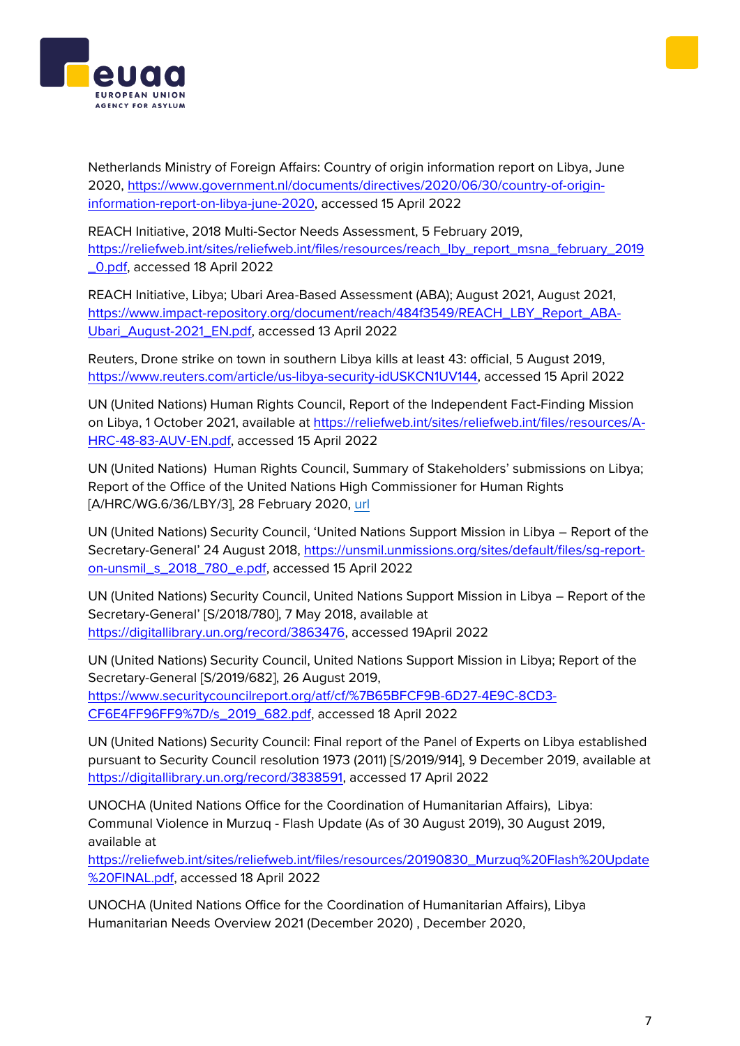Netherlands Ministry of Foreign Affairs: Country of origin information report on Libya, June 2020, https://www.government.nl/documents/directives/2020/06/30/country-of-origin-information-report-on-libya-june-2020, accessed 15 April 2022

REACH Initiative, 2018 Multi-Sector Needs Assessment, 5 February 2019, https://reliefweb.int/sites/reliefweb.int/files/resources/reach_lby_report_msna_february_2019_0.pdf, accessed 18 April 2022

REACH Initiative, Libya; Ubari Area-Based Assessment (ABA); August 2021, August 2021, https://www.impact-repository.org/document/reach/484f3549/REACH_LBY_Report_ABA-Ubari_August-2021_EN.pdf, accessed 13 April 2022

Reuters, Drone strike on town in southern Libya kills at least 43: official, 5 August 2019, https://www.reuters.com/article/us-libya-security-idUSKCN1UV144, accessed 15 April 2022

UN (United Nations) Human Rights Council, Report of the Independent Fact-Finding Mission on Libya, 1 October 2021, available at https://reliefweb.int/sites/reliefweb.int/files/resources/A-HRC-48-83-AUV-EN.pdf, accessed 15 April 2022

UN (United Nations) Human Rights Council, Summary of Stakeholders' submissions on Libya; Report of the Office of the United Nations High Commissioner for Human Rights [A/HRC/WG.6/36/LBY/3], 28 February 2020, url

UN (United Nations) Security Council, 'United Nations Support Mission in Libya – Report of the Secretary-General' 24 August 2018, https://unsmil.unmissions.org/sites/default/files/sg-report-on-unsmil_s_2018_780_e.pdf, accessed 15 April 2022

UN (United Nations) Security Council, United Nations Support Mission in Libya – Report of the Secretary-General' [S/2018/780], 7 May 2018, available at https://digitallibrary.un.org/record/3863476, accessed 19April 2022

UN (United Nations) Security Council, United Nations Support Mission in Libya; Report of the Secretary-General [S/2019/682], 26 August 2019, https://www.securitycouncilreport.org/atf/cf/%7B65BFCF9B-6D27-4E9C-8CD3-CF6E4FF96FF9%7D/s_2019_682.pdf, accessed 18 April 2022

UN (United Nations) Security Council: Final report of the Panel of Experts on Libya established pursuant to Security Council resolution 1973 (2011) [S/2019/914], 9 December 2019, available at https://digitallibrary.un.org/record/3838591, accessed 17 April 2022

UNOCHA (United Nations Office for the Coordination of Humanitarian Affairs), Libya: Communal Violence in Murzuq - Flash Update (As of 30 August 2019), 30 August 2019, available at https://reliefweb.int/sites/reliefweb.int/files/resources/20190830_Murzuq%20Flash%20Update%20FINAL.pdf, accessed 18 April 2022

UNOCHA (United Nations Office for the Coordination of Humanitarian Affairs), Libya Humanitarian Needs Overview 2021 (December 2020) , December 2020,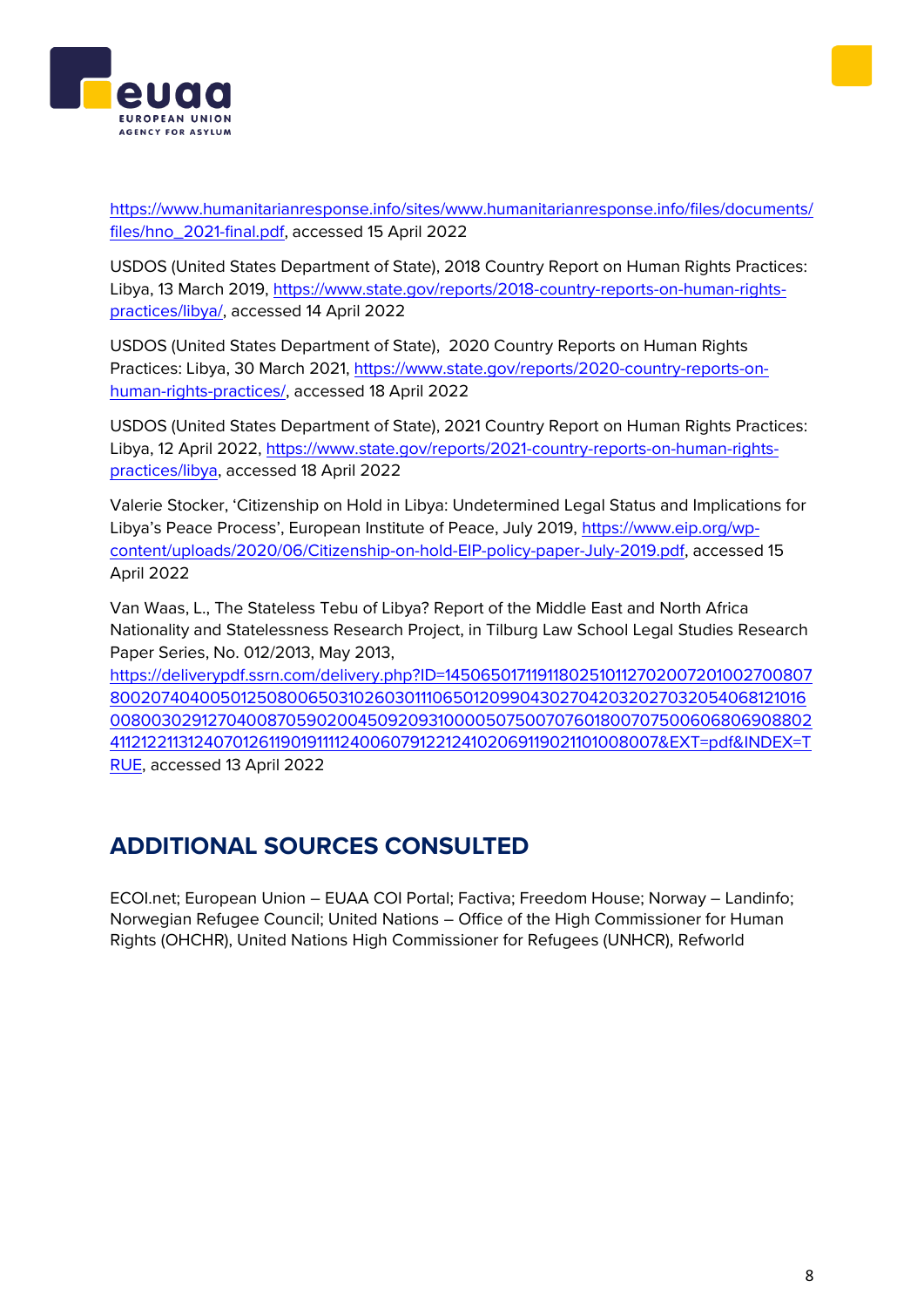https://www.humanitarianresponse.info/sites/www.humanitarianresponse.info/files/documents/files/hno_2021-final.pdf, accessed 15 April 2022

USDOS (United States Department of State), 2018 Country Report on Human Rights Practices: Libya, 13 March 2019, https://www.state.gov/reports/2018-country-reports-on-human-rights-practices/libya/, accessed 14 April 2022

USDOS (United States Department of State), 2020 Country Reports on Human Rights Practices: Libya, 30 March 2021, https://www.state.gov/reports/2020-country-reports-on-human-rights-practices/, accessed 18 April 2022

USDOS (United States Department of State), 2021 Country Report on Human Rights Practices: Libya, 12 April 2022, https://www.state.gov/reports/2021-country-reports-on-human-rights-practices/libya, accessed 18 April 2022

Valerie Stocker, 'Citizenship on Hold in Libya: Undetermined Legal Status and Implications for Libya's Peace Process', European Institute of Peace, July 2019, https://www.eip.org/wp-content/uploads/2020/06/Citizenship-on-hold-EIP-policy-paper-July-2019.pdf, accessed 15 April 2022

Van Waas, L., The Stateless Tebu of Libya? Report of the Middle East and North Africa Nationality and Statelessness Research Project, in Tilburg Law School Legal Studies Research Paper Series, No. 012/2013, May 2013, https://deliverypdf.ssrn.com/delivery.php?ID=145065017119118025101127020072010027008078002074040050125080065031026030111065012099043027042032027032054068121016008003029127040087059020045092093100005075007076018007075006068069088024112122113124070126119019111124006079122124102069119021101008007&EXT=pdf&INDEX=TRUE, accessed 13 April 2022

## ADDITIONAL SOURCES CONSULTED

ECOI.net; European Union – EUAA COI Portal; Factiva; Freedom House; Norway – Landinfo; Norwegian Refugee Council; United Nations – Office of the High Commissioner for Human Rights (OHCHR), United Nations High Commissioner for Refugees (UNHCR), Refworld